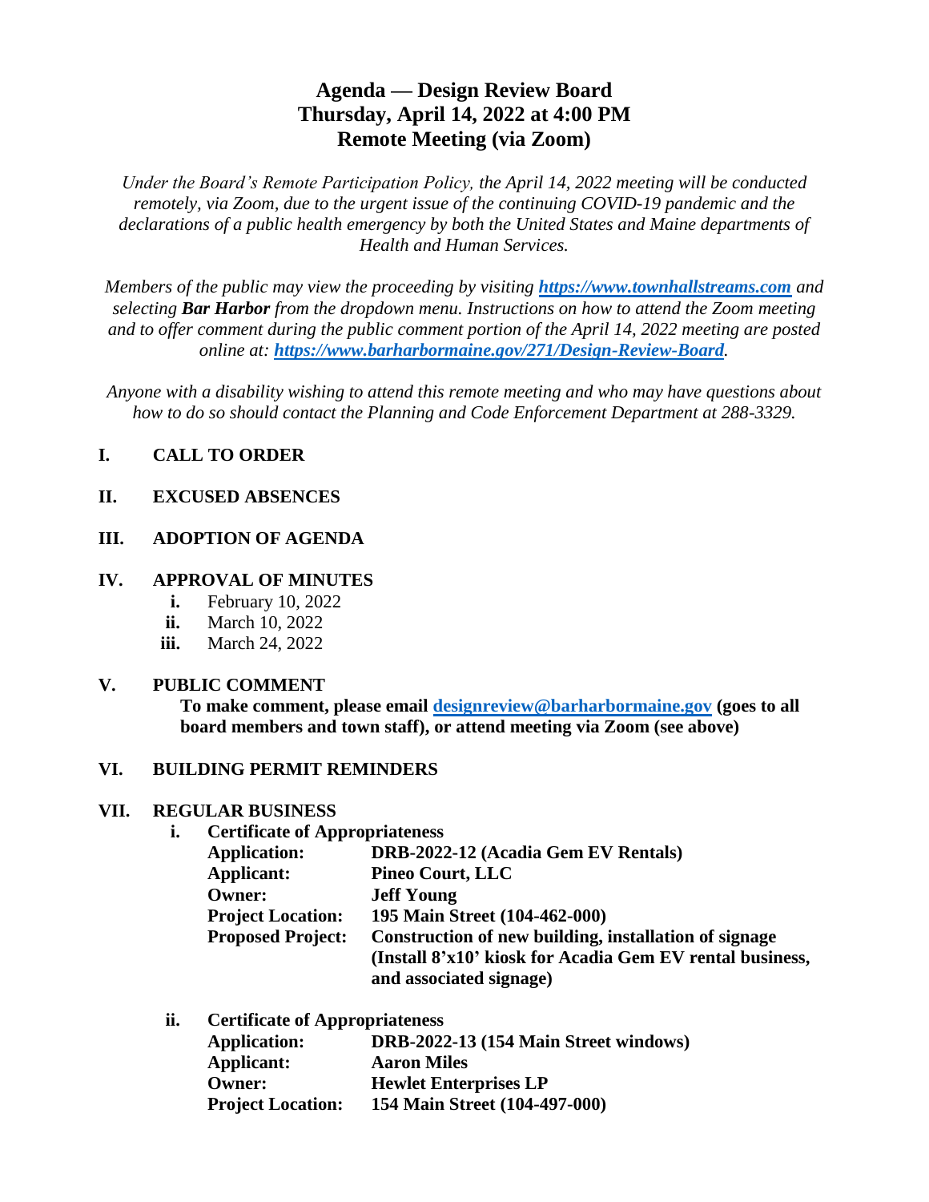# Agenda — Design Review Board
# Thursday, April 14, 2022 at 4:00 PM
# Remote Meeting (via Zoom)

*Under the Board's Remote Participation Policy, the April 14, 2022 meeting will be conducted remotely, via Zoom, due to the urgent issue of the continuing COVID-19 pandemic and the declarations of a public health emergency by both the United States and Maine departments of Health and Human Services.*

*Members of the public may view the proceeding by visiting **https://www.townhallstreams.com** and selecting **Bar Harbor** from the dropdown menu. Instructions on how to attend the Zoom meeting and to offer comment during the public comment portion of the April 14, 2022 meeting are posted online at: **https://www.barharbormaine.gov/271/Design-Review-Board**.*

*Anyone with a disability wishing to attend this remote meeting and who may have questions about how to do so should contact the Planning and Code Enforcement Department at 288-3329.*

**I. CALL TO ORDER**

**II. EXCUSED ABSENCES**

**III. ADOPTION OF AGENDA**

**IV. APPROVAL OF MINUTES**

- **i.** February 10, 2022
- **ii.** March 10, 2022
- **iii.** March 24, 2022

**V. PUBLIC COMMENT**

**To make comment, please email designreview@barharbormaine.gov (goes to all board members and town staff), or attend meeting via Zoom (see above)**

**VI. BUILDING PERMIT REMINDERS**

**VII. REGULAR BUSINESS**

**i. Certificate of Appropriateness**

**Application:** **DRB-2022-12 (Acadia Gem EV Rentals)**
**Applicant:** **Pineo Court, LLC**
**Owner:** **Jeff Young**
**Project Location:** **195 Main Street (104-462-000)**
**Proposed Project:** **Construction of new building, installation of signage (Install 8'x10' kiosk for Acadia Gem EV rental business, and associated signage)**

**ii. Certificate of Appropriateness**

**Application:** **DRB-2022-13 (154 Main Street windows)**
**Applicant:** **Aaron Miles**
**Owner:** **Hewlet Enterprises LP**
**Project Location:** **154 Main Street (104-497-000)**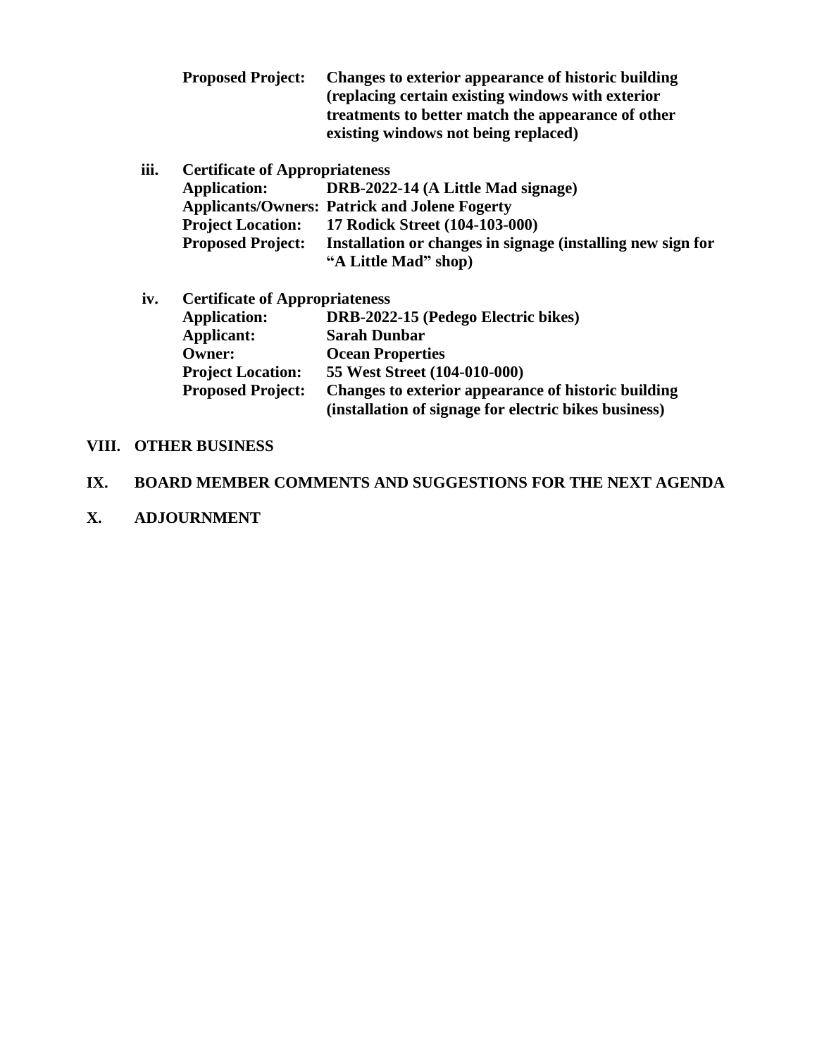**Proposed Project:** **Changes to exterior appearance of historic building (replacing certain existing windows with exterior treatments to better match the appearance of other existing windows not being replaced)**

iii. **Certificate of Appropriateness**

**Application:** **DRB-2022-14 (A Little Mad signage)**
**Applicants/Owners:** **Patrick and Jolene Fogerty**
**Project Location:** **17 Rodick Street (104-103-000)**
**Proposed Project:** **Installation or changes in signage (installing new sign for "A Little Mad" shop)**

iv. **Certificate of Appropriateness**

**Application:** **DRB-2022-15 (Pedego Electric bikes)**
**Applicant:** **Sarah Dunbar**
**Owner:** **Ocean Properties**
**Project Location:** **55 West Street (104-010-000)**
**Proposed Project:** **Changes to exterior appearance of historic building (installation of signage for electric bikes business)**

## VIII. OTHER BUSINESS

## IX. BOARD MEMBER COMMENTS AND SUGGESTIONS FOR THE NEXT AGENDA

## X. ADJOURNMENT